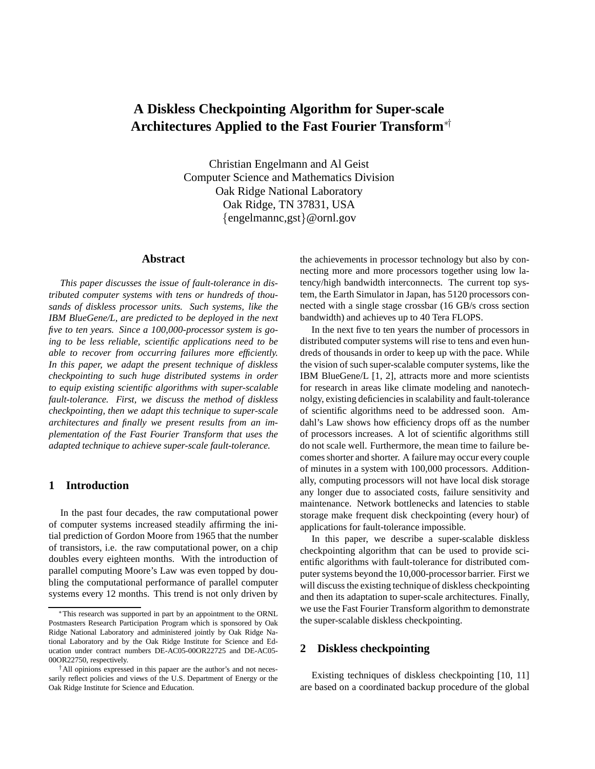# A Diskless Checkpointing Algorithm for Super-scale Architectures Applied to the Fast Fourier Transform[*†]

Christian Engelmann and Al Geist
Computer Science and Mathematics Division
Oak Ridge National Laboratory
Oak Ridge, TN 37831, USA
{engelmannc,gst}@ornl.gov

## Abstract

*This paper discusses the issue of fault-tolerance in distributed computer systems with tens or hundreds of thousands of diskless processor units. Such systems, like the IBM BlueGene/L, are predicted to be deployed in the next five to ten years. Since a 100,000-processor system is going to be less reliable, scientific applications need to be able to recover from occurring failures more efficiently. In this paper, we adapt the present technique of diskless checkpointing to such huge distributed systems in order to equip existing scientific algorithms with super-scalable fault-tolerance. First, we discuss the method of diskless checkpointing, then we adapt this technique to super-scale architectures and finally we present results from an implementation of the Fast Fourier Transform that uses the adapted technique to achieve super-scale fault-tolerance.*

## 1 Introduction

In the past four decades, the raw computational power of computer systems increased steadily affirming the initial prediction of Gordon Moore from 1965 that the number of transistors, i.e. the raw computational power, on a chip doubles every eighteen months. With the introduction of parallel computing Moore's Law was even topped by doubling the computational performance of parallel computer systems every 12 months. This trend is not only driven by the achievements in processor technology but also by connecting more and more processors together using low latency/high bandwidth interconnects. The current top system, the Earth Simulator in Japan, has 5120 processors connected with a single stage crossbar (16 GB/s cross section bandwidth) and achieves up to 40 Tera FLOPS.

In the next five to ten years the number of processors in distributed computer systems will rise to tens and even hundreds of thousands in order to keep up with the pace. While the vision of such super-scalable computer systems, like the IBM BlueGene/L [1, 2], attracts more and more scientists for research in areas like climate modeling and nanotechnolgy, existing deficiencies in scalability and fault-tolerance of scientific algorithms need to be addressed soon. Amdahl's Law shows how efficiency drops off as the number of processors increases. A lot of scientific algorithms still do not scale well. Furthermore, the mean time to failure becomes shorter and shorter. A failure may occur every couple of minutes in a system with 100,000 processors. Additionally, computing processors will not have local disk storage any longer due to associated costs, failure sensitivity and maintenance. Network bottlenecks and latencies to stable storage make frequent disk checkpointing (every hour) of applications for fault-tolerance impossible.

In this paper, we describe a super-scalable diskless checkpointing algorithm that can be used to provide scientific algorithms with fault-tolerance for distributed computer systems beyond the 10,000-processor barrier. First we will discuss the existing technique of diskless checkpointing and then its adaptation to super-scale architectures. Finally, we use the Fast Fourier Transform algorithm to demonstrate the super-scalable diskless checkpointing.

## 2 Diskless checkpointing

Existing techniques of diskless checkpointing [10, 11] are based on a coordinated backup procedure of the global

[*] This research was supported in part by an appointment to the ORNL Postmasters Research Participation Program which is sponsored by Oak Ridge National Laboratory and administered jointly by Oak Ridge National Laboratory and by the Oak Ridge Institute for Science and Education under contract numbers DE-AC05-00OR22725 and DE-AC05-00OR22750, respectively.

[†] All opinions expressed in this papaer are the author's and not necessarily reflect policies and views of the U.S. Department of Energy or the Oak Ridge Institute for Science and Education.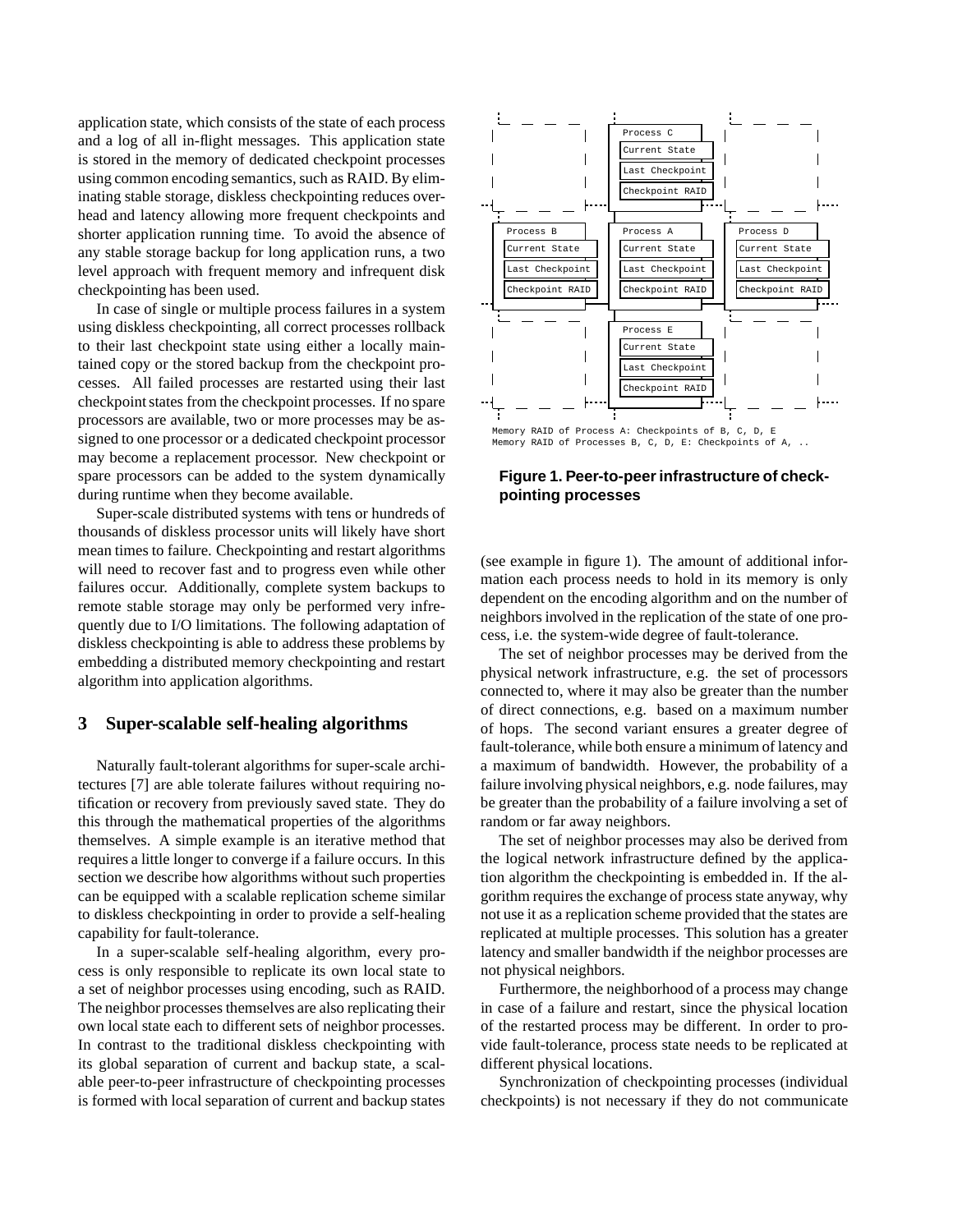application state, which consists of the state of each process and a log of all in-flight messages. This application state is stored in the memory of dedicated checkpoint processes using common encoding semantics, such as RAID. By eliminating stable storage, diskless checkpointing reduces overhead and latency allowing more frequent checkpoints and shorter application running time. To avoid the absence of any stable storage backup for long application runs, a two level approach with frequent memory and infrequent disk checkpointing has been used.

In case of single or multiple process failures in a system using diskless checkpointing, all correct processes rollback to their last checkpoint state using either a locally maintained copy or the stored backup from the checkpoint processes. All failed processes are restarted using their last checkpoint states from the checkpoint processes. If no spare processors are available, two or more processes may be assigned to one processor or a dedicated checkpoint processor may become a replacement processor. New checkpoint or spare processors can be added to the system dynamically during runtime when they become available.

Super-scale distributed systems with tens or hundreds of thousands of diskless processor units will likely have short mean times to failure. Checkpointing and restart algorithms will need to recover fast and to progress even while other failures occur. Additionally, complete system backups to remote stable storage may only be performed very infrequently due to I/O limitations. The following adaptation of diskless checkpointing is able to address these problems by embedding a distributed memory checkpointing and restart algorithm into application algorithms.

## 3 Super-scalable self-healing algorithms

Naturally fault-tolerant algorithms for super-scale architectures [7] are able tolerate failures without requiring notification or recovery from previously saved state. They do this through the mathematical properties of the algorithms themselves. A simple example is an iterative method that requires a little longer to converge if a failure occurs. In this section we describe how algorithms without such properties can be equipped with a scalable replication scheme similar to diskless checkpointing in order to provide a self-healing capability for fault-tolerance.

In a super-scalable self-healing algorithm, every process is only responsible to replicate its own local state to a set of neighbor processes using encoding, such as RAID. The neighbor processes themselves are also replicating their own local state each to different sets of neighbor processes. In contrast to the traditional diskless checkpointing with its global separation of current and backup state, a scalable peer-to-peer infrastructure of checkpointing processes is formed with local separation of current and backup states (see example in figure 1). The amount of additional information each process needs to hold in its memory is only dependent on the encoding algorithm and on the number of neighbors involved in the replication of the state of one process, i.e. the system-wide degree of fault-tolerance.

Process C: Current State, Last Checkpoint, Checkpoint RAID
Process B: Current State, Last Checkpoint, Checkpoint RAID
Process A: Current State, Last Checkpoint, Checkpoint RAID
Process D: Current State, Last Checkpoint, Checkpoint RAID
Process E: Current State, Last Checkpoint, Checkpoint RAID

Memory RAID of Process A: Checkpoints of B, C, D, E
Memory RAID of Processes B, C, D, E: Checkpoints of A, ..

**Figure 1. Peer-to-peer infrastructure of checkpointing processes**

The set of neighbor processes may be derived from the physical network infrastructure, e.g. the set of processors connected to, where it may also be greater than the number of direct connections, e.g. based on a maximum number of hops. The second variant ensures a greater degree of fault-tolerance, while both ensure a minimum of latency and a maximum of bandwidth. However, the probability of a failure involving physical neighbors, e.g. node failures, may be greater than the probability of a failure involving a set of random or far away neighbors.

The set of neighbor processes may also be derived from the logical network infrastructure defined by the application algorithm the checkpointing is embedded in. If the algorithm requires the exchange of process state anyway, why not use it as a replication scheme provided that the states are replicated at multiple processes. This solution has a greater latency and smaller bandwidth if the neighbor processes are not physical neighbors.

Furthermore, the neighborhood of a process may change in case of a failure and restart, since the physical location of the restarted process may be different. In order to provide fault-tolerance, process state needs to be replicated at different physical locations.

Synchronization of checkpointing processes (individual checkpoints) is not necessary if they do not communicate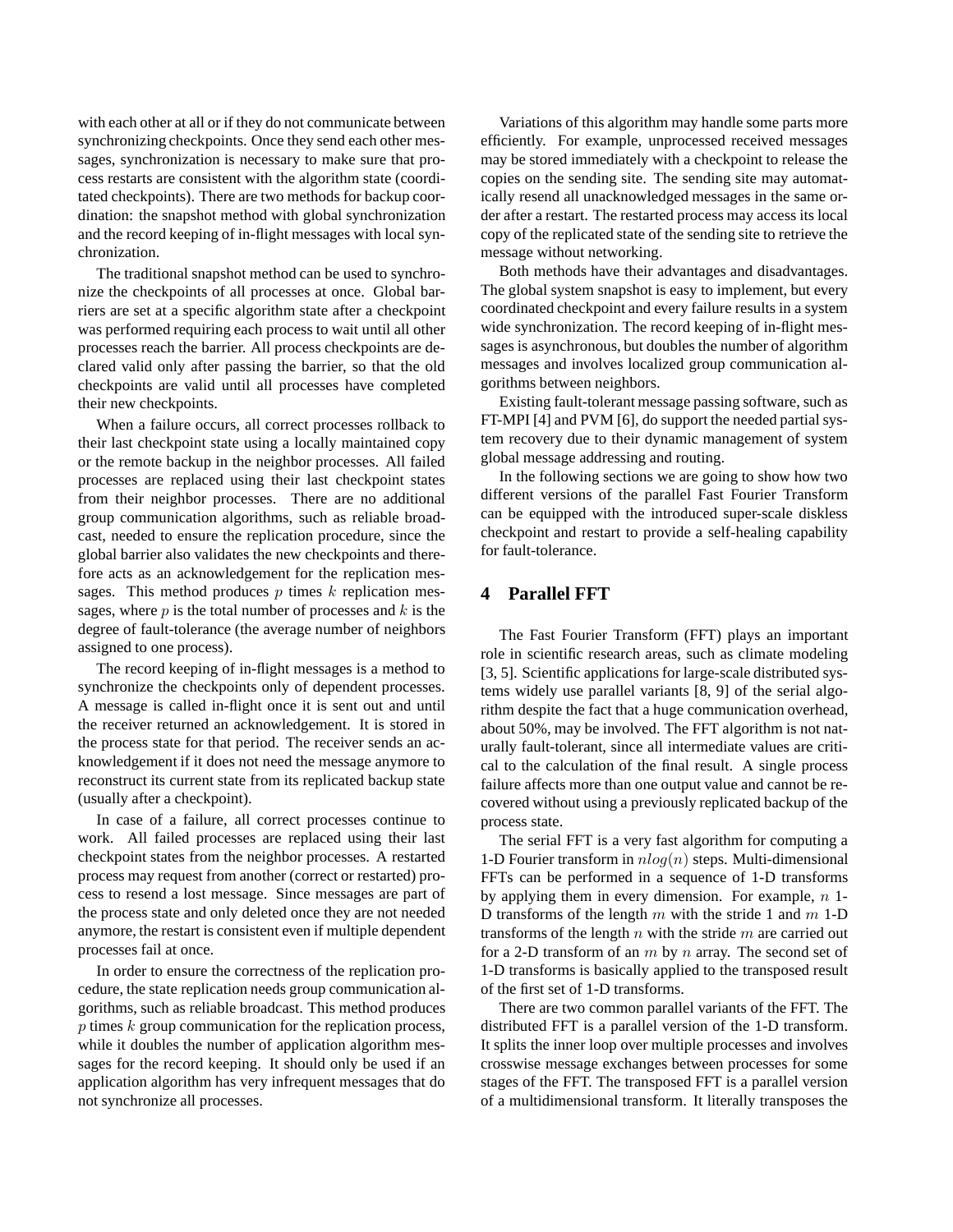with each other at all or if they do not communicate between synchronizing checkpoints. Once they send each other messages, synchronization is necessary to make sure that process restarts are consistent with the algorithm state (coorditated checkpoints). There are two methods for backup coordination: the snapshot method with global synchronization and the record keeping of in-flight messages with local synchronization.

The traditional snapshot method can be used to synchronize the checkpoints of all processes at once. Global barriers are set at a specific algorithm state after a checkpoint was performed requiring each process to wait until all other processes reach the barrier. All process checkpoints are declared valid only after passing the barrier, so that the old checkpoints are valid until all processes have completed their new checkpoints.

When a failure occurs, all correct processes rollback to their last checkpoint state using a locally maintained copy or the remote backup in the neighbor processes. All failed processes are replaced using their last checkpoint states from their neighbor processes. There are no additional group communication algorithms, such as reliable broadcast, needed to ensure the replication procedure, since the global barrier also validates the new checkpoints and therefore acts as an acknowledgement for the replication messages. This method produces $p$ times $k$ replication messages, where $p$ is the total number of processes and $k$ is the degree of fault-tolerance (the average number of neighbors assigned to one process).

The record keeping of in-flight messages is a method to synchronize the checkpoints only of dependent processes. A message is called in-flight once it is sent out and until the receiver returned an acknowledgement. It is stored in the process state for that period. The receiver sends an acknowledgement if it does not need the message anymore to reconstruct its current state from its replicated backup state (usually after a checkpoint).

In case of a failure, all correct processes continue to work. All failed processes are replaced using their last checkpoint states from the neighbor processes. A restarted process may request from another (correct or restarted) process to resend a lost message. Since messages are part of the process state and only deleted once they are not needed anymore, the restart is consistent even if multiple dependent processes fail at once.

In order to ensure the correctness of the replication procedure, the state replication needs group communication algorithms, such as reliable broadcast. This method produces $p$ times $k$ group communication for the replication process, while it doubles the number of application algorithm messages for the record keeping. It should only be used if an application algorithm has very infrequent messages that do not synchronize all processes.

Variations of this algorithm may handle some parts more efficiently. For example, unprocessed received messages may be stored immediately with a checkpoint to release the copies on the sending site. The sending site may automatically resend all unacknowledged messages in the same order after a restart. The restarted process may access its local copy of the replicated state of the sending site to retrieve the message without networking.

Both methods have their advantages and disadvantages. The global system snapshot is easy to implement, but every coordinated checkpoint and every failure results in a system wide synchronization. The record keeping of in-flight messages is asynchronous, but doubles the number of algorithm messages and involves localized group communication algorithms between neighbors.

Existing fault-tolerant message passing software, such as FT-MPI [4] and PVM [6], do support the needed partial system recovery due to their dynamic management of system global message addressing and routing.

In the following sections we are going to show how two different versions of the parallel Fast Fourier Transform can be equipped with the introduced super-scale diskless checkpoint and restart to provide a self-healing capability for fault-tolerance.

## 4 Parallel FFT

The Fast Fourier Transform (FFT) plays an important role in scientific research areas, such as climate modeling [3, 5]. Scientific applications for large-scale distributed systems widely use parallel variants [8, 9] of the serial algorithm despite the fact that a huge communication overhead, about 50%, may be involved. The FFT algorithm is not naturally fault-tolerant, since all intermediate values are critical to the calculation of the final result. A single process failure affects more than one output value and cannot be recovered without using a previously replicated backup of the process state.

The serial FFT is a very fast algorithm for computing a 1-D Fourier transform in $nlog(n)$ steps. Multi-dimensional FFTs can be performed in a sequence of 1-D transforms by applying them in every dimension. For example, $n$ 1-D transforms of the length $m$ with the stride 1 and $m$ 1-D transforms of the length $n$ with the stride $m$ are carried out for a 2-D transform of an $m$ by $n$ array. The second set of 1-D transforms is basically applied to the transposed result of the first set of 1-D transforms.

There are two common parallel variants of the FFT. The distributed FFT is a parallel version of the 1-D transform. It splits the inner loop over multiple processes and involves crosswise message exchanges between processes for some stages of the FFT. The transposed FFT is a parallel version of a multidimensional transform. It literally transposes the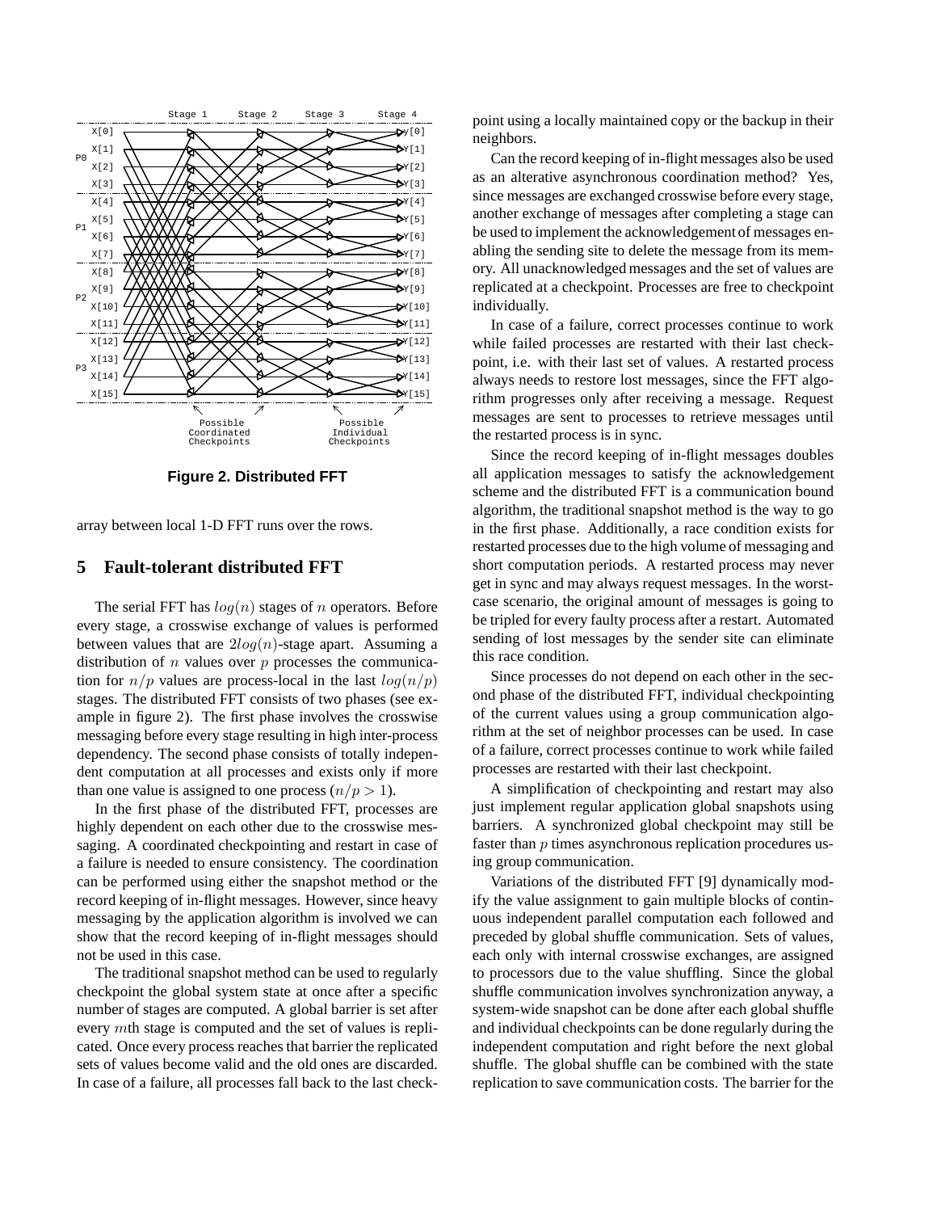Figure 2. Distributed FFT

array between local 1-D FFT runs over the rows.

## 5 Fault-tolerant distributed FFT

The serial FFT has $log(n)$ stages of $n$ operators. Before every stage, a crosswise exchange of values is performed between values that are $2log(n)$-stage apart. Assuming a distribution of $n$ values over $p$ processes the communication for $n/p$ values are process-local in the last $log(n/p)$ stages. The distributed FFT consists of two phases (see example in figure 2). The first phase involves the crosswise messaging before every stage resulting in high inter-process dependency. The second phase consists of totally independent computation at all processes and exists only if more than one value is assigned to one process ($n/p > 1$).

In the first phase of the distributed FFT, processes are highly dependent on each other due to the crosswise messaging. A coordinated checkpointing and restart in case of a failure is needed to ensure consistency. The coordination can be performed using either the snapshot method or the record keeping of in-flight messages. However, since heavy messaging by the application algorithm is involved we can show that the record keeping of in-flight messages should not be used in this case.

The traditional snapshot method can be used to regularly checkpoint the global system state at once after a specific number of stages are computed. A global barrier is set after every $m$th stage is computed and the set of values is replicated. Once every process reaches that barrier the replicated sets of values become valid and the old ones are discarded. In case of a failure, all processes fall back to the last checkpoint using a locally maintained copy or the backup in their neighbors.

Can the record keeping of in-flight messages also be used as an alterative asynchronous coordination method? Yes, since messages are exchanged crosswise before every stage, another exchange of messages after completing a stage can be used to implement the acknowledgement of messages enabling the sending site to delete the message from its memory. All unacknowledged messages and the set of values are replicated at a checkpoint. Processes are free to checkpoint individually.

In case of a failure, correct processes continue to work while failed processes are restarted with their last checkpoint, i.e. with their last set of values. A restarted process always needs to restore lost messages, since the FFT algorithm progresses only after receiving a message. Request messages are sent to processes to retrieve messages until the restarted process is in sync.

Since the record keeping of in-flight messages doubles all application messages to satisfy the acknowledgement scheme and the distributed FFT is a communication bound algorithm, the traditional snapshot method is the way to go in the first phase. Additionally, a race condition exists for restarted processes due to the high volume of messaging and short computation periods. A restarted process may never get in sync and may always request messages. In the worst-case scenario, the original amount of messages is going to be tripled for every faulty process after a restart. Automated sending of lost messages by the sender site can eliminate this race condition.

Since processes do not depend on each other in the second phase of the distributed FFT, individual checkpointing of the current values using a group communication algorithm at the set of neighbor processes can be used. In case of a failure, correct processes continue to work while failed processes are restarted with their last checkpoint.

A simplification of checkpointing and restart may also just implement regular application global snapshots using barriers. A synchronized global checkpoint may still be faster than $p$ times asynchronous replication procedures using group communication.

Variations of the distributed FFT [9] dynamically modify the value assignment to gain multiple blocks of continuous independent parallel computation each followed and preceded by global shuffle communication. Sets of values, each only with internal crosswise exchanges, are assigned to processors due to the value shuffling. Since the global shuffle communication involves synchronization anyway, a system-wide snapshot can be done after each global shuffle and individual checkpoints can be done regularly during the independent computation and right before the next global shuffle. The global shuffle can be combined with the state replication to save communication costs. The barrier for the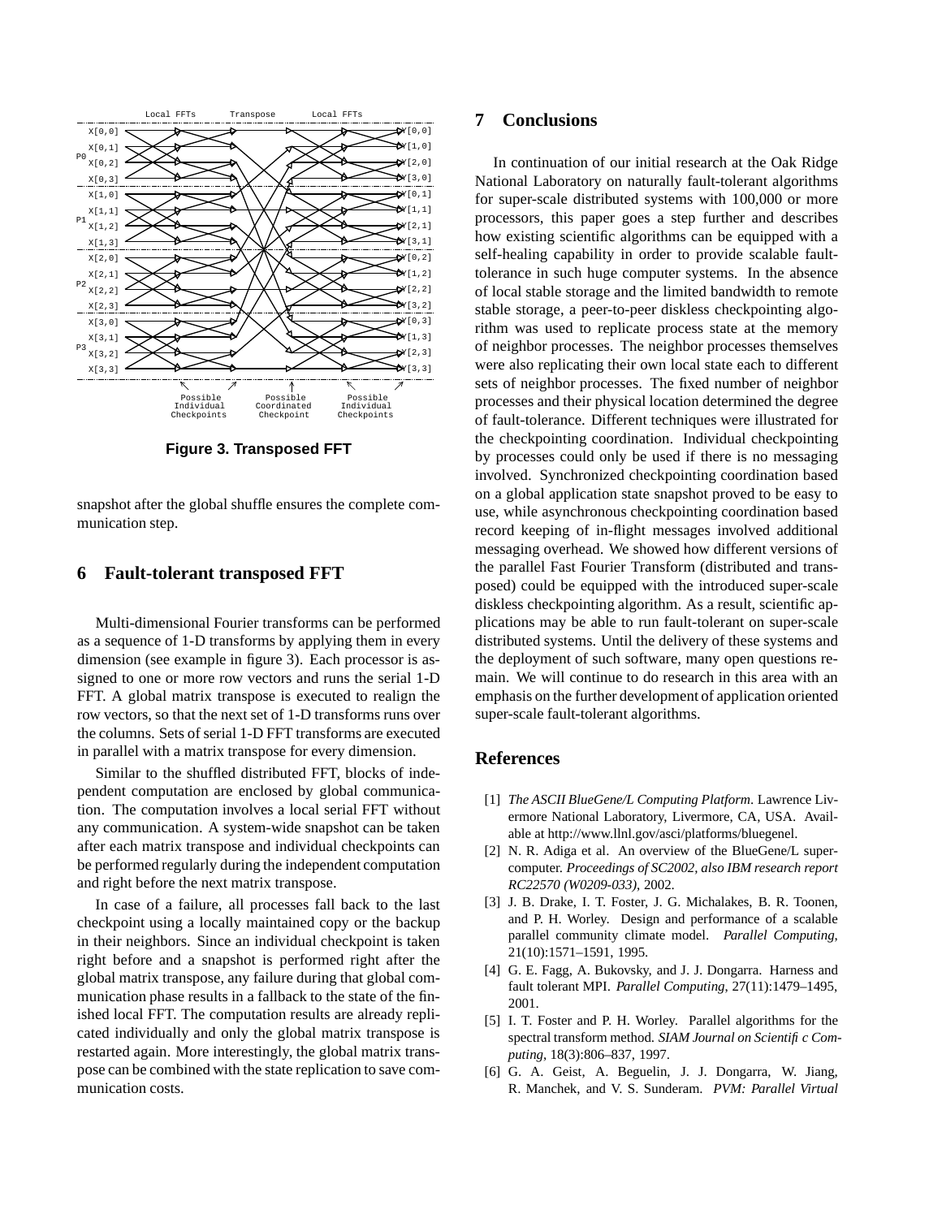**Figure 3. Transposed FFT**

snapshot after the global shuffle ensures the complete communication step.

## 6 Fault-tolerant transposed FFT

Multi-dimensional Fourier transforms can be performed as a sequence of 1-D transforms by applying them in every dimension (see example in figure 3). Each processor is assigned to one or more row vectors and runs the serial 1-D FFT. A global matrix transpose is executed to realign the row vectors, so that the next set of 1-D transforms runs over the columns. Sets of serial 1-D FFT transforms are executed in parallel with a matrix transpose for every dimension.

Similar to the shuffled distributed FFT, blocks of independent computation are enclosed by global communication. The computation involves a local serial FFT without any communication. A system-wide snapshot can be taken after each matrix transpose and individual checkpoints can be performed regularly during the independent computation and right before the next matrix transpose.

In case of a failure, all processes fall back to the last checkpoint using a locally maintained copy or the backup in their neighbors. Since an individual checkpoint is taken right before and a snapshot is performed right after the global matrix transpose, any failure during that global communication phase results in a fallback to the state of the finished local FFT. The computation results are already replicated individually and only the global matrix transpose is restarted again. More interestingly, the global matrix transpose can be combined with the state replication to save communication costs.

## 7 Conclusions

In continuation of our initial research at the Oak Ridge National Laboratory on naturally fault-tolerant algorithms for super-scale distributed systems with 100,000 or more processors, this paper goes a step further and describes how existing scientific algorithms can be equipped with a self-healing capability in order to provide scalable fault-tolerance in such huge computer systems. In the absence of local stable storage and the limited bandwidth to remote stable storage, a peer-to-peer diskless checkpointing algorithm was used to replicate process state at the memory of neighbor processes. The neighbor processes themselves were also replicating their own local state each to different sets of neighbor processes. The fixed number of neighbor processes and their physical location determined the degree of fault-tolerance. Different techniques were illustrated for the checkpointing coordination. Individual checkpointing by processes could only be used if there is no messaging involved. Synchronized checkpointing coordination based on a global application state snapshot proved to be easy to use, while asynchronous checkpointing coordination based record keeping of in-flight messages involved additional messaging overhead. We showed how different versions of the parallel Fast Fourier Transform (distributed and transposed) could be equipped with the introduced super-scale diskless checkpointing algorithm. As a result, scientific applications may be able to run fault-tolerant on super-scale distributed systems. Until the delivery of these systems and the deployment of such software, many open questions remain. We will continue to do research in this area with an emphasis on the further development of application oriented super-scale fault-tolerant algorithms.

## References

[1] *The ASCII BlueGene/L Computing Platform*. Lawrence Livermore National Laboratory, Livermore, CA, USA. Available at http://www.llnl.gov/asci/platforms/bluegenel.

[2] N. R. Adiga et al. An overview of the BlueGene/L supercomputer. *Proceedings of SC2002, also IBM research report RC22570 (W0209-033)*, 2002.

[3] J. B. Drake, I. T. Foster, J. G. Michalakes, B. R. Toonen, and P. H. Worley. Design and performance of a scalable parallel community climate model. *Parallel Computing*, 21(10):1571–1591, 1995.

[4] G. E. Fagg, A. Bukovsky, and J. J. Dongarra. Harness and fault tolerant MPI. *Parallel Computing*, 27(11):1479–1495, 2001.

[5] I. T. Foster and P. H. Worley. Parallel algorithms for the spectral transform method. *SIAM Journal on Scientific Computing*, 18(3):806–837, 1997.

[6] G. A. Geist, A. Beguelin, J. J. Dongarra, W. Jiang, R. Manchek, and V. S. Sunderam. *PVM: Parallel Virtual*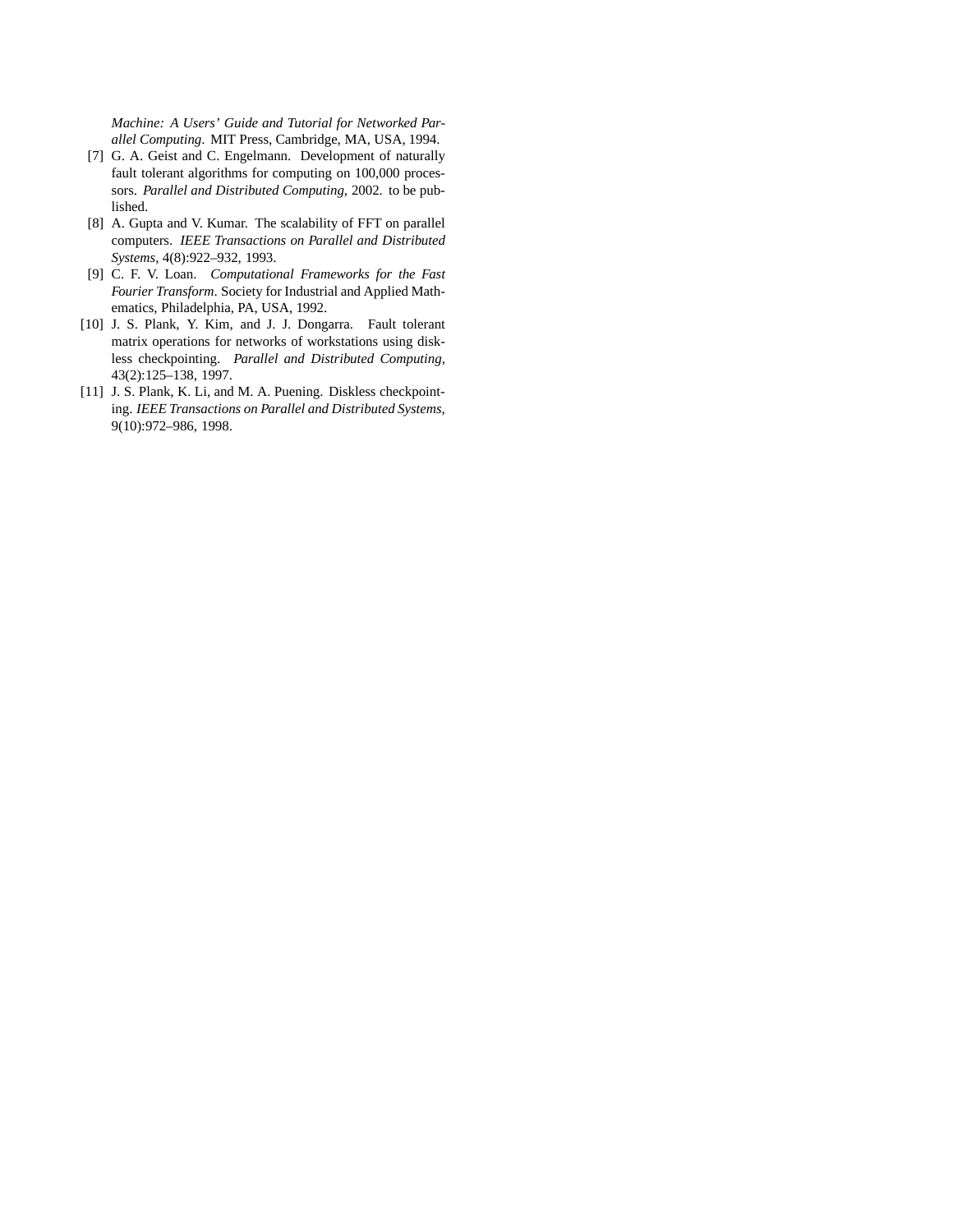*Machine: A Users' Guide and Tutorial for Networked Parallel Computing*. MIT Press, Cambridge, MA, USA, 1994.

[7] G. A. Geist and C. Engelmann. Development of naturally fault tolerant algorithms for computing on 100,000 processors. *Parallel and Distributed Computing*, 2002. to be published.

[8] A. Gupta and V. Kumar. The scalability of FFT on parallel computers. *IEEE Transactions on Parallel and Distributed Systems*, 4(8):922–932, 1993.

[9] C. F. V. Loan. *Computational Frameworks for the Fast Fourier Transform*. Society for Industrial and Applied Mathematics, Philadelphia, PA, USA, 1992.

[10] J. S. Plank, Y. Kim, and J. J. Dongarra. Fault tolerant matrix operations for networks of workstations using diskless checkpointing. *Parallel and Distributed Computing*, 43(2):125–138, 1997.

[11] J. S. Plank, K. Li, and M. A. Puening. Diskless checkpointing. *IEEE Transactions on Parallel and Distributed Systems*, 9(10):972–986, 1998.